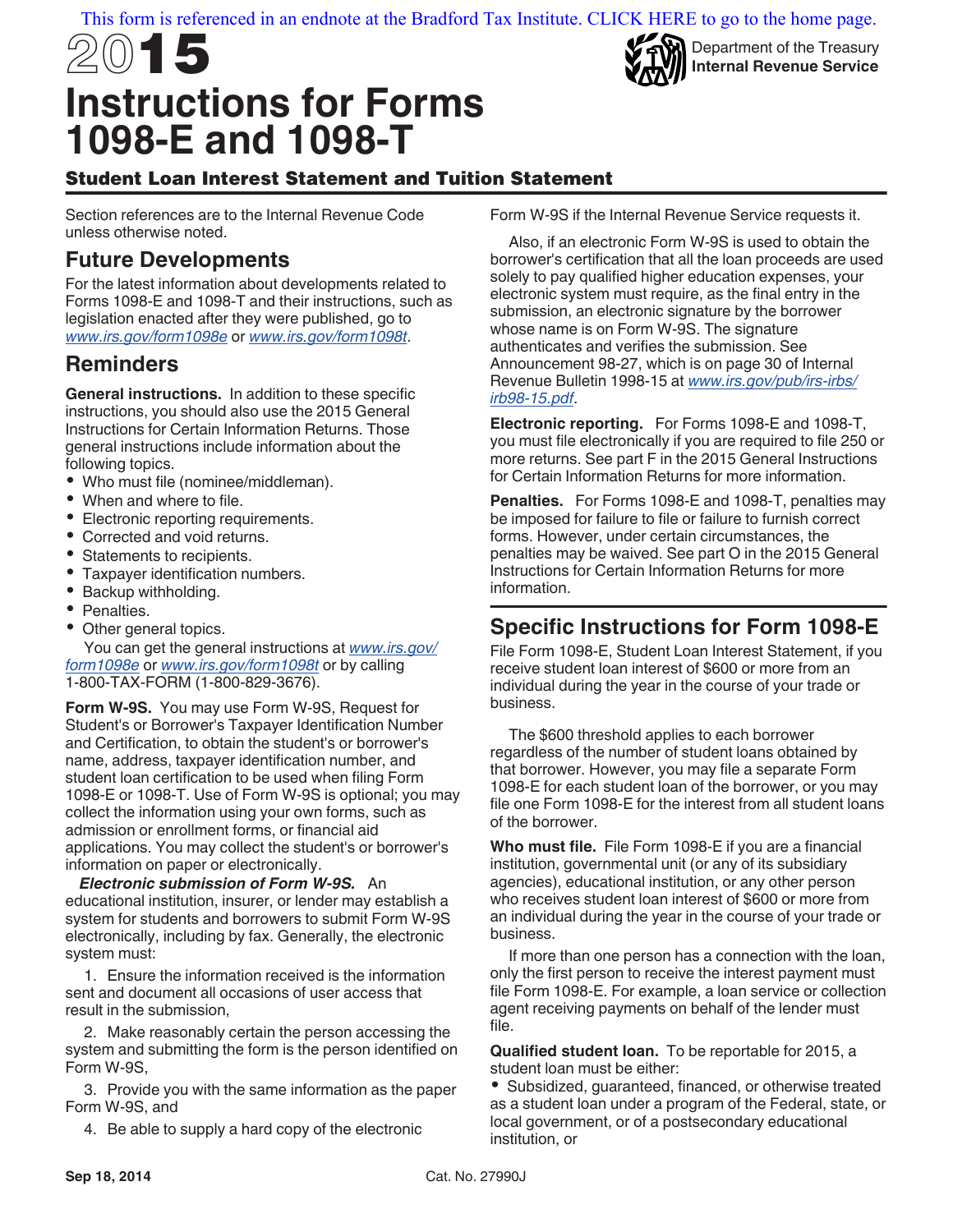This form is referenced in an endnote at the Bradford Tax Institute. CLICK HERE to go to the home page.

# 2015 Instructions for Forms 1098-E and 1098-T

Department of the Treasury
Internal Revenue Service

## Student Loan Interest Statement and Tuition Statement

Section references are to the Internal Revenue Code unless otherwise noted.

## Future Developments

For the latest information about developments related to Forms 1098-E and 1098-T and their instructions, such as legislation enacted after they were published, go to www.irs.gov/form1098e or www.irs.gov/form1098t.

## Reminders

**General instructions.** In addition to these specific instructions, you should also use the 2015 General Instructions for Certain Information Returns. Those general instructions include information about the following topics.

- Who must file (nominee/middleman).
- When and where to file.
- Electronic reporting requirements.
- Corrected and void returns.
- Statements to recipients.
- Taxpayer identification numbers.
- Backup withholding.
- Penalties.
- Other general topics.

You can get the general instructions at www.irs.gov/form1098e or www.irs.gov/form1098t or by calling 1-800-TAX-FORM (1-800-829-3676).

**Form W-9S.** You may use Form W-9S, Request for Student's or Borrower's Taxpayer Identification Number and Certification, to obtain the student's or borrower's name, address, taxpayer identification number, and student loan certification to be used when filing Form 1098-E or 1098-T. Use of Form W-9S is optional; you may collect the information using your own forms, such as admission or enrollment forms, or financial aid applications. You may collect the student's or borrower's information on paper or electronically.

***Electronic submission of Form W-9S.*** An educational institution, insurer, or lender may establish a system for students and borrowers to submit Form W-9S electronically, including by fax. Generally, the electronic system must:

1. Ensure the information received is the information sent and document all occasions of user access that result in the submission,
2. Make reasonably certain the person accessing the system and submitting the form is the person identified on Form W-9S,
3. Provide you with the same information as the paper Form W-9S, and
4. Be able to supply a hard copy of the electronic Form W-9S if the Internal Revenue Service requests it.

Also, if an electronic Form W-9S is used to obtain the borrower's certification that all the loan proceeds are used solely to pay qualified higher education expenses, your electronic system must require, as the final entry in the submission, an electronic signature by the borrower whose name is on Form W-9S. The signature authenticates and verifies the submission. See Announcement 98-27, which is on page 30 of Internal Revenue Bulletin 1998-15 at www.irs.gov/pub/irs-irbs/irb98-15.pdf.

**Electronic reporting.** For Forms 1098-E and 1098-T, you must file electronically if you are required to file 250 or more returns. See part F in the 2015 General Instructions for Certain Information Returns for more information.

**Penalties.** For Forms 1098-E and 1098-T, penalties may be imposed for failure to file or failure to furnish correct forms. However, under certain circumstances, the penalties may be waived. See part O in the 2015 General Instructions for Certain Information Returns for more information.

## Specific Instructions for Form 1098-E

File Form 1098-E, Student Loan Interest Statement, if you receive student loan interest of $600 or more from an individual during the year in the course of your trade or business.

The $600 threshold applies to each borrower regardless of the number of student loans obtained by that borrower. However, you may file a separate Form 1098-E for each student loan of the borrower, or you may file one Form 1098-E for the interest from all student loans of the borrower.

**Who must file.** File Form 1098-E if you are a financial institution, governmental unit (or any of its subsidiary agencies), educational institution, or any other person who receives student loan interest of $600 or more from an individual during the year in the course of your trade or business.

If more than one person has a connection with the loan, only the first person to receive the interest payment must file Form 1098-E. For example, a loan service or collection agent receiving payments on behalf of the lender must file.

**Qualified student loan.** To be reportable for 2015, a student loan must be either:

- Subsidized, guaranteed, financed, or otherwise treated as a student loan under a program of the Federal, state, or local government, or of a postsecondary educational institution, or

Sep 18, 2014 Cat. No. 27990J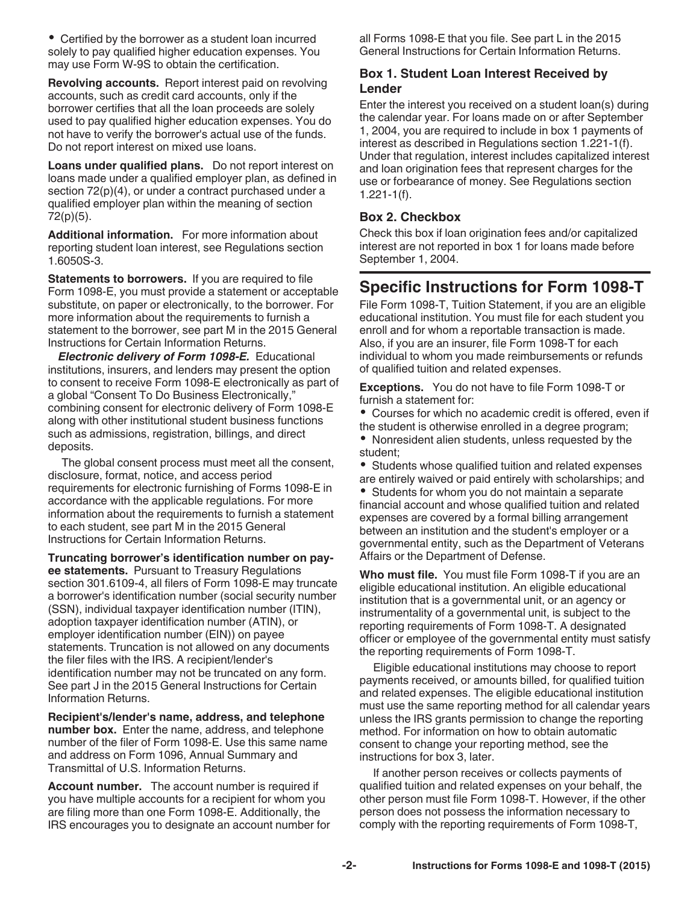- Certified by the borrower as a student loan incurred solely to pay qualified higher education expenses. You may use Form W-9S to obtain the certification.

**Revolving accounts.** Report interest paid on revolving accounts, such as credit card accounts, only if the borrower certifies that all the loan proceeds are solely used to pay qualified higher education expenses. You do not have to verify the borrower's actual use of the funds. Do not report interest on mixed use loans.

**Loans under qualified plans.** Do not report interest on loans made under a qualified employer plan, as defined in section 72(p)(4), or under a contract purchased under a qualified employer plan within the meaning of section 72(p)(5).

**Additional information.** For more information about reporting student loan interest, see Regulations section 1.6050S-3.

**Statements to borrowers.** If you are required to file Form 1098-E, you must provide a statement or acceptable substitute, on paper or electronically, to the borrower. For more information about the requirements to furnish a statement to the borrower, see part M in the 2015 General Instructions for Certain Information Returns.

***Electronic delivery of Form 1098-E.*** Educational institutions, insurers, and lenders may present the option to consent to receive Form 1098-E electronically as part of a global "Consent To Do Business Electronically," combining consent for electronic delivery of Form 1098-E along with other institutional student business functions such as admissions, registration, billings, and direct deposits.

The global consent process must meet all the consent, disclosure, format, notice, and access period requirements for electronic furnishing of Forms 1098-E in accordance with the applicable regulations. For more information about the requirements to furnish a statement to each student, see part M in the 2015 General Instructions for Certain Information Returns.

**Truncating borrower's identification number on payee statements.** Pursuant to Treasury Regulations section 301.6109-4, all filers of Form 1098-E may truncate a borrower's identification number (social security number (SSN), individual taxpayer identification number (ITIN), adoption taxpayer identification number (ATIN), or employer identification number (EIN)) on payee statements. Truncation is not allowed on any documents the filer files with the IRS. A recipient/lender's identification number may not be truncated on any form. See part J in the 2015 General Instructions for Certain Information Returns.

**Recipient's/lender's name, address, and telephone number box.** Enter the name, address, and telephone number of the filer of Form 1098-E. Use this same name and address on Form 1096, Annual Summary and Transmittal of U.S. Information Returns.

**Account number.** The account number is required if you have multiple accounts for a recipient for whom you are filing more than one Form 1098-E. Additionally, the IRS encourages you to designate an account number for all Forms 1098-E that you file. See part L in the 2015 General Instructions for Certain Information Returns.

### Box 1. Student Loan Interest Received by Lender

Enter the interest you received on a student loan(s) during the calendar year. For loans made on or after September 1, 2004, you are required to include in box 1 payments of interest as described in Regulations section 1.221-1(f). Under that regulation, interest includes capitalized interest and loan origination fees that represent charges for the use or forbearance of money. See Regulations section 1.221-1(f).

### Box 2. Checkbox

Check this box if loan origination fees and/or capitalized interest are not reported in box 1 for loans made before September 1, 2004.

## Specific Instructions for Form 1098-T

File Form 1098-T, Tuition Statement, if you are an eligible educational institution. You must file for each student you enroll and for whom a reportable transaction is made. Also, if you are an insurer, file Form 1098-T for each individual to whom you made reimbursements or refunds of qualified tuition and related expenses.

**Exceptions.** You do not have to file Form 1098-T or furnish a statement for:

- Courses for which no academic credit is offered, even if the student is otherwise enrolled in a degree program;
- Nonresident alien students, unless requested by the student;
- Students whose qualified tuition and related expenses are entirely waived or paid entirely with scholarships; and
- Students for whom you do not maintain a separate financial account and whose qualified tuition and related expenses are covered by a formal billing arrangement between an institution and the student's employer or a governmental entity, such as the Department of Veterans Affairs or the Department of Defense.

**Who must file.** You must file Form 1098-T if you are an eligible educational institution. An eligible educational institution that is a governmental unit, or an agency or instrumentality of a governmental unit, is subject to the reporting requirements of Form 1098-T. A designated officer or employee of the governmental entity must satisfy the reporting requirements of Form 1098-T.

Eligible educational institutions may choose to report payments received, or amounts billed, for qualified tuition and related expenses. The eligible educational institution must use the same reporting method for all calendar years unless the IRS grants permission to change the reporting method. For information on how to obtain automatic consent to change your reporting method, see the instructions for box 3, later.

If another person receives or collects payments of qualified tuition and related expenses on your behalf, the other person must file Form 1098-T. However, if the other person does not possess the information necessary to comply with the reporting requirements of Form 1098-T,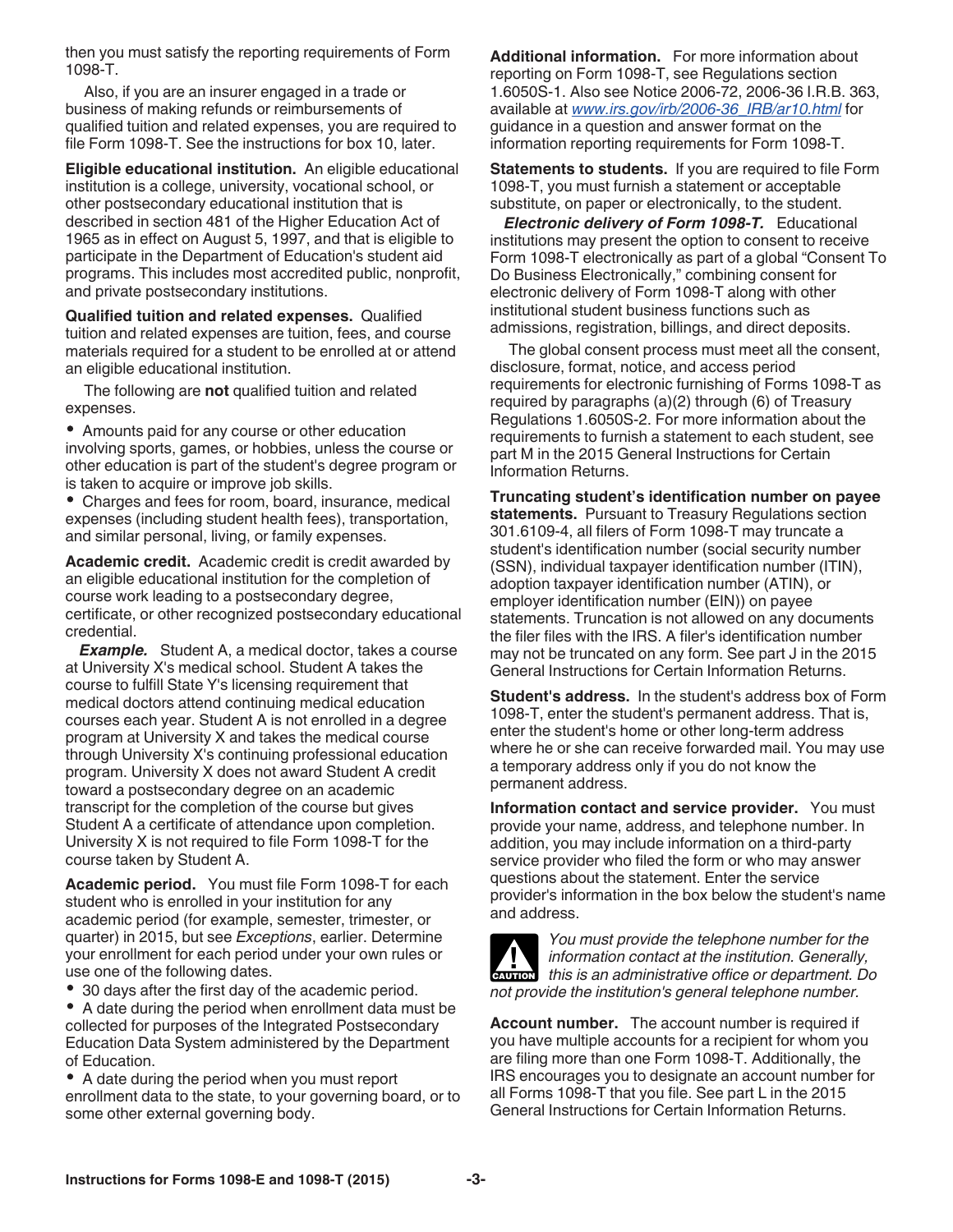then you must satisfy the reporting requirements of Form 1098-T.

Also, if you are an insurer engaged in a trade or business of making refunds or reimbursements of qualified tuition and related expenses, you are required to file Form 1098-T. See the instructions for box 10, later.

**Eligible educational institution.** An eligible educational institution is a college, university, vocational school, or other postsecondary educational institution that is described in section 481 of the Higher Education Act of 1965 as in effect on August 5, 1997, and that is eligible to participate in the Department of Education's student aid programs. This includes most accredited public, nonprofit, and private postsecondary institutions.

**Qualified tuition and related expenses.** Qualified tuition and related expenses are tuition, fees, and course materials required for a student to be enrolled at or attend an eligible educational institution.

The following are **not** qualified tuition and related expenses.

- Amounts paid for any course or other education involving sports, games, or hobbies, unless the course or other education is part of the student's degree program or is taken to acquire or improve job skills.
- Charges and fees for room, board, insurance, medical expenses (including student health fees), transportation, and similar personal, living, or family expenses.

**Academic credit.** Academic credit is credit awarded by an eligible educational institution for the completion of course work leading to a postsecondary degree, certificate, or other recognized postsecondary educational credential.

***Example.*** Student A, a medical doctor, takes a course at University X's medical school. Student A takes the course to fulfill State Y's licensing requirement that medical doctors attend continuing medical education courses each year. Student A is not enrolled in a degree program at University X and takes the medical course through University X's continuing professional education program. University X does not award Student A credit toward a postsecondary degree on an academic transcript for the completion of the course but gives Student A a certificate of attendance upon completion. University X is not required to file Form 1098-T for the course taken by Student A.

**Academic period.** You must file Form 1098-T for each student who is enrolled in your institution for any academic period (for example, semester, trimester, or quarter) in 2015, but see *Exceptions*, earlier. Determine your enrollment for each period under your own rules or use one of the following dates.

- 30 days after the first day of the academic period.
- A date during the period when enrollment data must be collected for purposes of the Integrated Postsecondary Education Data System administered by the Department of Education.
- A date during the period when you must report enrollment data to the state, to your governing board, or to some other external governing body.

**Additional information.** For more information about reporting on Form 1098-T, see Regulations section 1.6050S-1. Also see Notice 2006-72, 2006-36 I.R.B. 363, available at www.irs.gov/irb/2006-36_IRB/ar10.html for guidance in a question and answer format on the information reporting requirements for Form 1098-T.

**Statements to students.** If you are required to file Form 1098-T, you must furnish a statement or acceptable substitute, on paper or electronically, to the student.

***Electronic delivery of Form 1098-T.*** Educational institutions may present the option to consent to receive Form 1098-T electronically as part of a global "Consent To Do Business Electronically," combining consent for electronic delivery of Form 1098-T along with other institutional student business functions such as admissions, registration, billings, and direct deposits.

The global consent process must meet all the consent, disclosure, format, notice, and access period requirements for electronic furnishing of Forms 1098-T as required by paragraphs (a)(2) through (6) of Treasury Regulations 1.6050S-2. For more information about the requirements to furnish a statement to each student, see part M in the 2015 General Instructions for Certain Information Returns.

**Truncating student's identification number on payee statements.** Pursuant to Treasury Regulations section 301.6109-4, all filers of Form 1098-T may truncate a student's identification number (social security number (SSN), individual taxpayer identification number (ITIN), adoption taxpayer identification number (ATIN), or employer identification number (EIN)) on payee statements. Truncation is not allowed on any documents the filer files with the IRS. A filer's identification number may not be truncated on any form. See part J in the 2015 General Instructions for Certain Information Returns.

**Student's address.** In the student's address box of Form 1098-T, enter the student's permanent address. That is, enter the student's home or other long-term address where he or she can receive forwarded mail. You may use a temporary address only if you do not know the permanent address.

**Information contact and service provider.** You must provide your name, address, and telephone number. In addition, you may include information on a third-party service provider who filed the form or who may answer questions about the statement. Enter the service provider's information in the box below the student's name and address.

CAUTION: *You must provide the telephone number for the information contact at the institution. Generally, this is an administrative office or department. Do not provide the institution's general telephone number.*

**Account number.** The account number is required if you have multiple accounts for a recipient for whom you are filing more than one Form 1098-T. Additionally, the IRS encourages you to designate an account number for all Forms 1098-T that you file. See part L in the 2015 General Instructions for Certain Information Returns.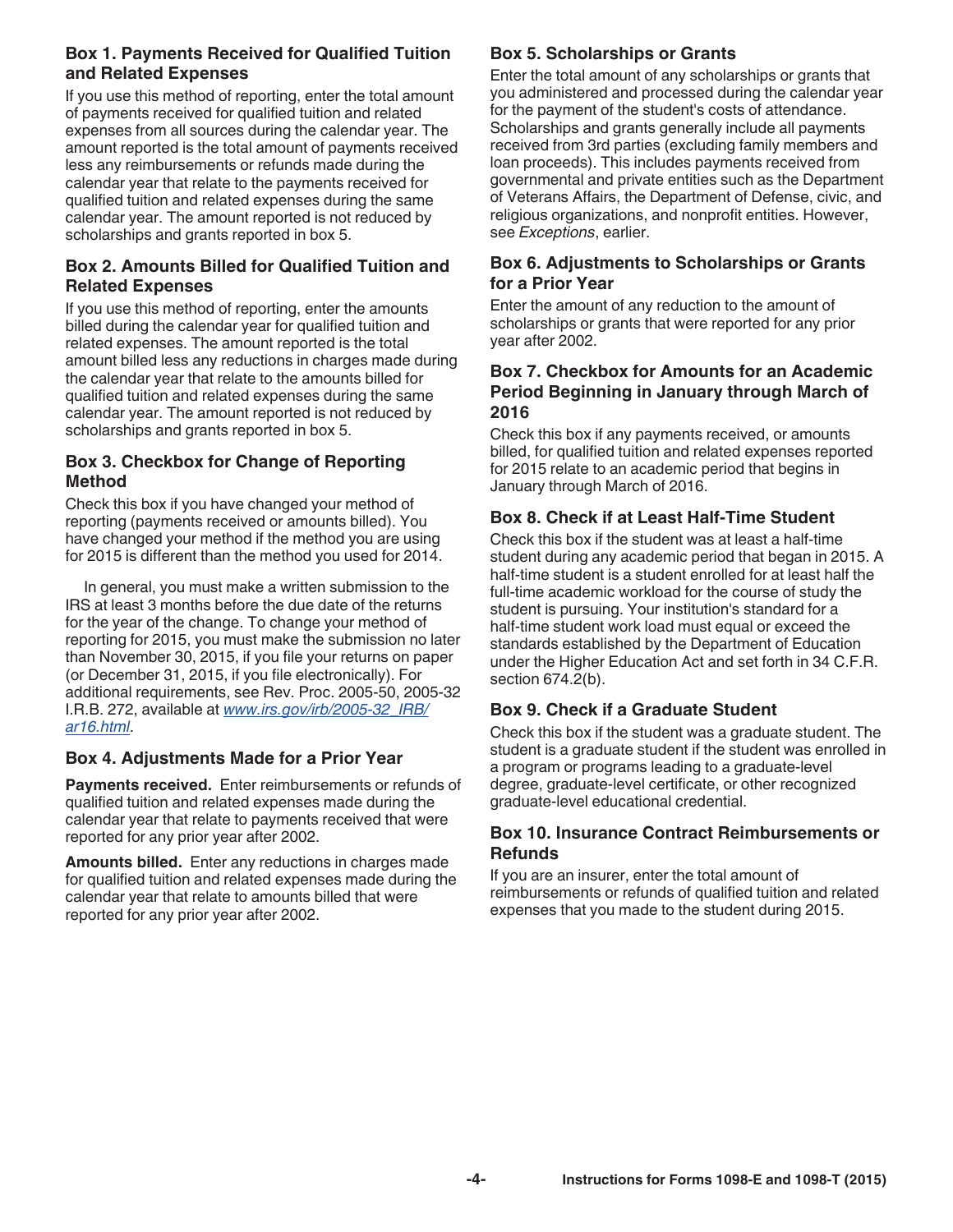### Box 1. Payments Received for Qualified Tuition and Related Expenses

If you use this method of reporting, enter the total amount of payments received for qualified tuition and related expenses from all sources during the calendar year. The amount reported is the total amount of payments received less any reimbursements or refunds made during the calendar year that relate to the payments received for qualified tuition and related expenses during the same calendar year. The amount reported is not reduced by scholarships and grants reported in box 5.

### Box 2. Amounts Billed for Qualified Tuition and Related Expenses

If you use this method of reporting, enter the amounts billed during the calendar year for qualified tuition and related expenses. The amount reported is the total amount billed less any reductions in charges made during the calendar year that relate to the amounts billed for qualified tuition and related expenses during the same calendar year. The amount reported is not reduced by scholarships and grants reported in box 5.

### Box 3. Checkbox for Change of Reporting Method

Check this box if you have changed your method of reporting (payments received or amounts billed). You have changed your method if the method you are using for 2015 is different than the method you used for 2014.

In general, you must make a written submission to the IRS at least 3 months before the due date of the returns for the year of the change. To change your method of reporting for 2015, you must make the submission no later than November 30, 2015, if you file your returns on paper (or December 31, 2015, if you file electronically). For additional requirements, see Rev. Proc. 2005-50, 2005-32 I.R.B. 272, available at *www.irs.gov/irb/2005-32_IRB/ar16.html*.

### Box 4. Adjustments Made for a Prior Year

**Payments received.** Enter reimbursements or refunds of qualified tuition and related expenses made during the calendar year that relate to payments received that were reported for any prior year after 2002.

**Amounts billed.** Enter any reductions in charges made for qualified tuition and related expenses made during the calendar year that relate to amounts billed that were reported for any prior year after 2002.

### Box 5. Scholarships or Grants

Enter the total amount of any scholarships or grants that you administered and processed during the calendar year for the payment of the student's costs of attendance. Scholarships and grants generally include all payments received from 3rd parties (excluding family members and loan proceeds). This includes payments received from governmental and private entities such as the Department of Veterans Affairs, the Department of Defense, civic, and religious organizations, and nonprofit entities. However, see *Exceptions*, earlier.

### Box 6. Adjustments to Scholarships or Grants for a Prior Year

Enter the amount of any reduction to the amount of scholarships or grants that were reported for any prior year after 2002.

### Box 7. Checkbox for Amounts for an Academic Period Beginning in January through March of 2016

Check this box if any payments received, or amounts billed, for qualified tuition and related expenses reported for 2015 relate to an academic period that begins in January through March of 2016.

### Box 8. Check if at Least Half-Time Student

Check this box if the student was at least a half-time student during any academic period that began in 2015. A half-time student is a student enrolled for at least half the full-time academic workload for the course of study the student is pursuing. Your institution's standard for a half-time student work load must equal or exceed the standards established by the Department of Education under the Higher Education Act and set forth in 34 C.F.R. section 674.2(b).

### Box 9. Check if a Graduate Student

Check this box if the student was a graduate student. The student is a graduate student if the student was enrolled in a program or programs leading to a graduate-level degree, graduate-level certificate, or other recognized graduate-level educational credential.

### Box 10. Insurance Contract Reimbursements or Refunds

If you are an insurer, enter the total amount of reimbursements or refunds of qualified tuition and related expenses that you made to the student during 2015.